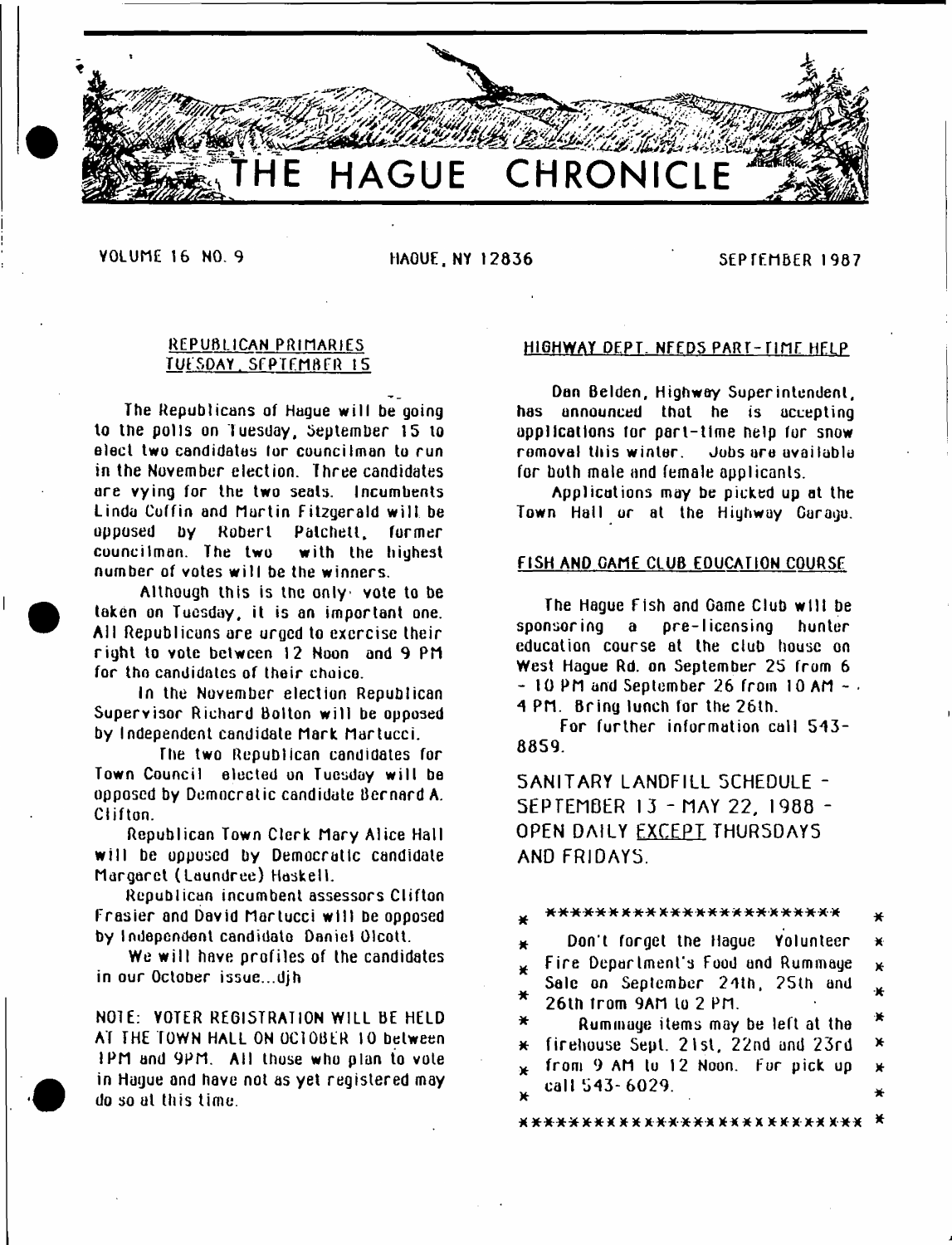# THE HAGUE CHRONICLE

VOLUME 16 NO. 9 HAGUE, NY 12836 SEPTEMBER 1987

## REPUBLICAN PRIMARIES TUESDAY, SEPTEMBER 15

The Republicans of Hague will be going to the polls on Tuesday, September 15 to elect two candidates for councilman to run in the November election. Three candidates are vying for the two seats. Incumbents Linda Coffin and Martin Fitzgerald will be opposed by Robert Patchett, former councilman. The two with the highest number of votes will be the winners.

Although this is the only vote to be taken on Tuesday, it is an important one. All Republicans are urged to exercise their right to vote between 12 Noon and 9 PM for the candidates of their choice.

In the November election Republican Supervisor Richard Bolton will be opposed by Independent candidate Mark Martucci.

The two Republican candidates for Town Council elected on Tuesday will be opposed by Democratic candidate Bernard A. Clifton.

Republican Town Clerk Mary Alice Hall will be opposed by Democratic candidate Margaret (Laundree) Haskell.

Republican incumbent assessors Clifton Frasier and David Martucci will be opposed by Independent candidate Daniel Olcott.

We will have profiles of the candidates in our October issue...djh

NOTE: VOTER REGISTRATION WILL BE HELD AT THE TOWN HALL ON OCTOBER 10 between 1PM and 9PM. All those who plan to vote in Hague and have not as yet registered may do so at this time.

## HIGHWAY DEPT. NEEDS PART-TIME HELP

Dan Belden, Highway Superintendent, has announced that he is accepting applications for part-time help for snow removal this winter. Jobs are available for both male and female applicants.

Applications may be picked up at the Town Hall or at the Highway Garage.

## FISH AND GAME CLUB EDUCATION COURSE

The Hague Fish and Game Club will be sponsoring a pre-licensing hunter education course at the club house on West Hague Rd. on September 25 from 6 - 10 PM and September 26 from 10 AM - 4 PM. Bring lunch for the 26th.

For further information call 543-8859.

SANITARY LANDFILL SCHEDULE - SEPTEMBER 13 - MAY 22, 1988 - OPEN DAILY EXCEPT THURSDAYS AND FRIDAYS.

Don't forget the Hague Volunteer Fire Department's Food and Rummage Sale on September 24th, 25th and 26th from 9AM to 2 PM.

Rummage items may be left at the firehouse Sept. 21st, 22nd and 23rd from 9 AM to 12 Noon. For pick up call 543-6029.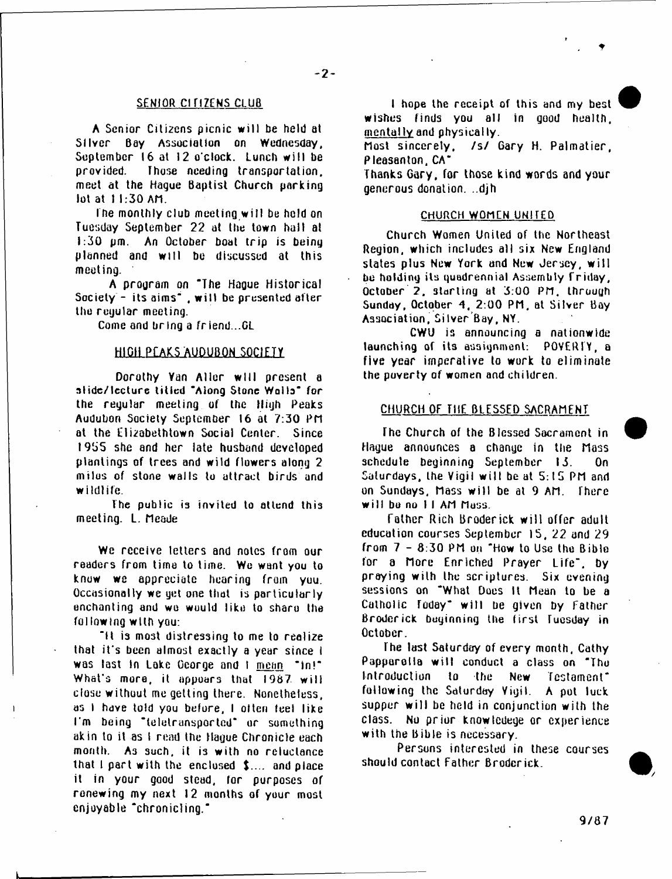## SENIOR CITIZENS CLUB

A Senior Citizens picnic will be held at Silver Bay Association on Wednesday, September 16 at 12 o'clock. Lunch will be provided. Those needing transportation, meet at the Hague Baptist Church parking lot at 11:30 AM.

The monthly club meeting will be held on Tuesday September 22 at the town hall at 1:30 pm. An October boat trip is being planned and will be discussed at this meeting.

A program on "The Hague Historical Society - its aims", will be presented after the regular meeting.

Come and bring a friend...GL

## HIGH PEAKS AUDUBON SOCIETY

Dorothy Van Aller will present a slide/lecture titled "Along Stone Walls" for the regular meeting of the High Peaks Audubon Society September 16 at 7:30 PM at the Elizabethtown Social Center. Since 1955 she and her late husband developed plantings of trees and wild flowers along 2 miles of stone walls to attract birds and wildlife.

The public is invited to attend this meeting. L. Meade

We receive letters and notes from our readers from time to time. We want you to know we appreciate hearing from you. Occasionally we get one that is particularly enchanting and we would like to share the following with you:

"It is most distressing to me to realize that it's been almost exactly a year since I was last in Lake George and I mean "in!" What's more, it appears that 1987 will close without me getting there. Nonetheless, as I have told you before, I often feel like I'm being "teletransported" or something akin to it as I read the Hague Chronicle each month. As such, it is with no reluctance that I part with the enclosed $.... and place it in your good stead, for purposes of renewing my next 12 months of your most enjoyable "chronicling."

I hope the receipt of this and my best wishes finds you all in good health, mentally and physically.
Most sincerely, /s/ Gary H. Palmatier, Pleasanton, CA"

Thanks Gary, for those kind words and your generous donation. ..djh

## CHURCH WOMEN UNITED

Church Women United of the Northeast Region, which includes all six New England states plus New York and New Jersey, will be holding its quadrennial Assembly Friday, October 2, starting at 3:00 PM, through Sunday, October 4, 2:00 PM, at Silver Bay Association, Silver Bay, NY.

CWU is announcing a nationwide launching of its assignment: POVERTY, a five year imperative to work to eliminate the poverty of women and children.

## CHURCH OF THE BLESSED SACRAMENT

The Church of the Blessed Sacrament in Hague announces a change in the Mass schedule beginning September 13. On Saturdays, the Vigil will be at 5:15 PM and on Sundays, Mass will be at 9 AM. There will be no 11 AM Mass.

Father Rich Broderick will offer adult education courses September 15, 22 and 29 from 7 - 8:30 PM on "How to Use the Bible for a More Enriched Prayer Life", by praying with the scriptures. Six evening sessions on "What Does It Mean to be a Catholic Today" will be given by Father Broderick beginning the first Tuesday in October.

The last Saturday of every month, Cathy Papparella will conduct a class on "The Introduction to the New Testament" following the Saturday Vigil. A pot luck supper will be held in conjunction with the class. No prior knowledege or experience with the Bible is necessary.

Persons interested in these courses should contact Father Broderick.

9/87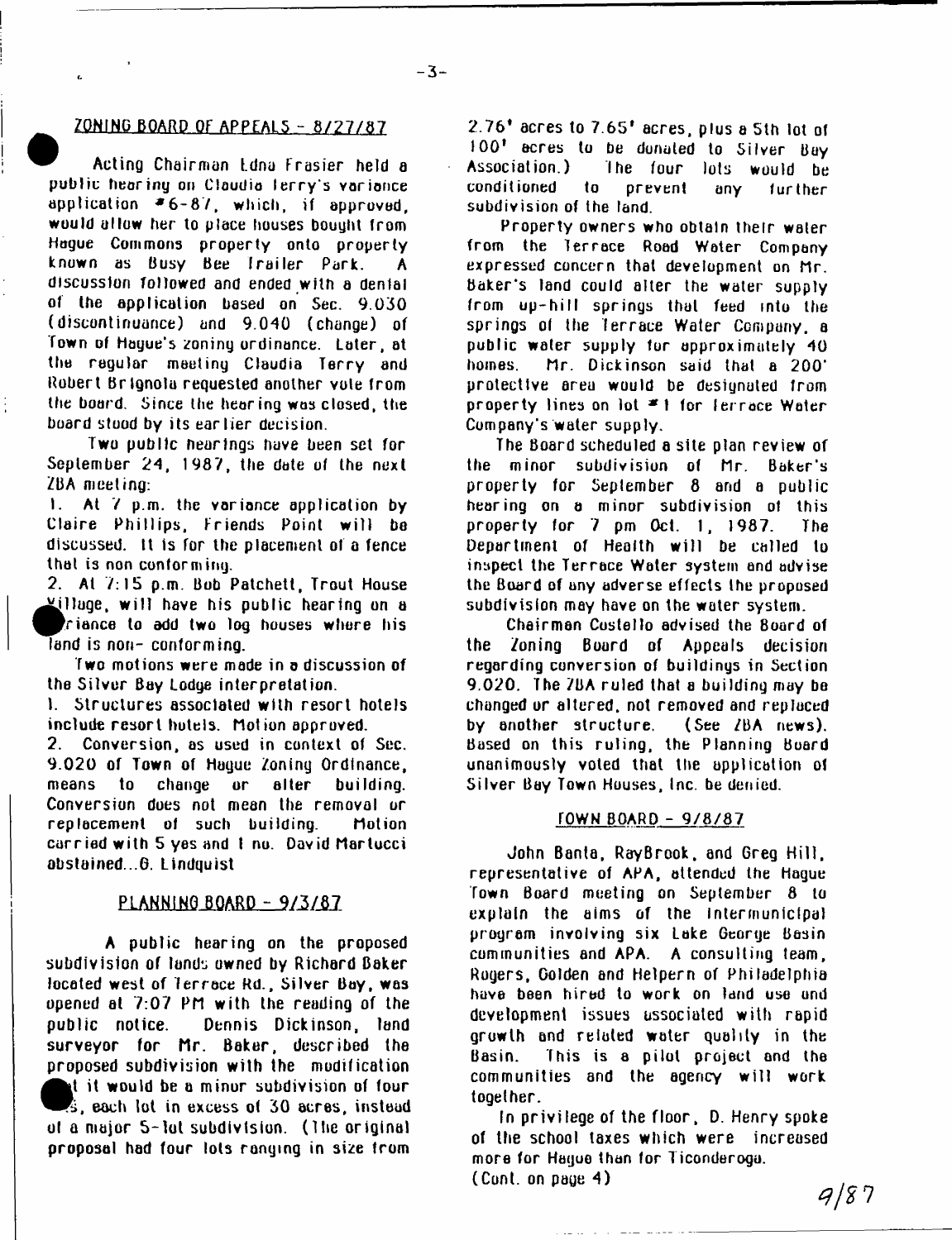## ZONING BOARD OF APPEALS - 8/27/87

Acting Chairman Edna Frasier held a public hearing on Claudia Terry's variance application #6-87, which, if approved, would allow her to place houses bought from Hague Commons property onto property known as Busy Bee Trailer Park. A discussion followed and ended with a denial of the application based on Sec. 9.030 (discontinuance) and 9.040 (change) of Town of Hague's zoning ordinance. Later, at the regular meeting Claudia Terry and Robert Brignola requested another vote from the board. Since the hearing was closed, the board stood by its earlier decision.

Two public hearings have been set for September 24, 1987, the date of the next ZBA meeting:

1. At 7 p.m. the variance application by Claire Phillips, Friends Point will be discussed. It is for the placement of a fence that is non conforming.
2. At 7:15 p.m. Bob Patchett, Trout House Village, will have his public hearing on a variance to add two log houses where his land is non- conforming.

Two motions were made in a discussion of the Silver Bay Lodge interpretation.

1. Structures associated with resort hotels include resort hotels. Motion approved.
2. Conversion, as used in context of Sec. 9.020 of Town of Hague Zoning Ordinance, means to change or alter building. Conversion does not mean the removal or replacement of such building. Motion carried with 5 yes and 1 no. David Martucci abstained...G. Lindquist

## PLANNING BOARD - 9/3/87

A public hearing on the proposed subdivision of lands owned by Richard Baker located west of Terrace Rd., Silver Bay, was opened at 7:07 PM with the reading of the public notice. Dennis Dickinson, land surveyor for Mr. Baker, described the proposed subdivision with the modification that it would be a minor subdivision of four lots, each lot in excess of 30 acres, instead of a major 5-lot subdivision. (The original proposal had four lots ranging in size from 2.76* acres to 7.65* acres, plus a 5th lot of 100* acres to be donated to Silver Bay Association.) The four lots would be conditioned to prevent any further subdivision of the land.

Property owners who obtain their water from the Terrace Road Water Company expressed concern that development on Mr. Baker's land could alter the water supply from up-hill springs that feed into the springs of the Terrace Water Company, a public water supply for approximately 40 homes. Mr. Dickinson said that a 200' protective area would be designated from property lines on lot #1 for Terrace Water Company's water supply.

The Board scheduled a site plan review of the minor subdivision of Mr. Baker's property for September 8 and a public hearing on a minor subdivision of this property for 7 pm Oct. 1, 1987. The Department of Health will be called to inspect the Terrace Water system and advise the Board of any adverse effects the proposed subdivision may have on the water system.

Chairman Costello advised the Board of the Zoning Board of Appeals decision regarding conversion of buildings in Section 9.020. The ZBA ruled that a building may be changed or altered, not removed and replaced by another structure. (See ZBA news). Based on this ruling, the Planning Board unanimously voted that the application of Silver Bay Town Houses, Inc. be denied.

## TOWN BOARD - 9/8/87

John Banta, RayBrook, and Greg Hill, representative of APA, attended the Hague Town Board meeting on September 8 to explain the aims of the intermunicipal program involving six Lake George Basin communities and APA. A consulting team, Rogers, Golden and Helpern of Philadelphia have been hired to work on land use and development issues associated with rapid growth and related water quality in the Basin. This is a pilot project and the communities and the agency will work together.

In privilege of the floor, D. Henry spoke of the school taxes which were increased more for Hague than for Ticonderoga.
(Cont. on page 4)

9/87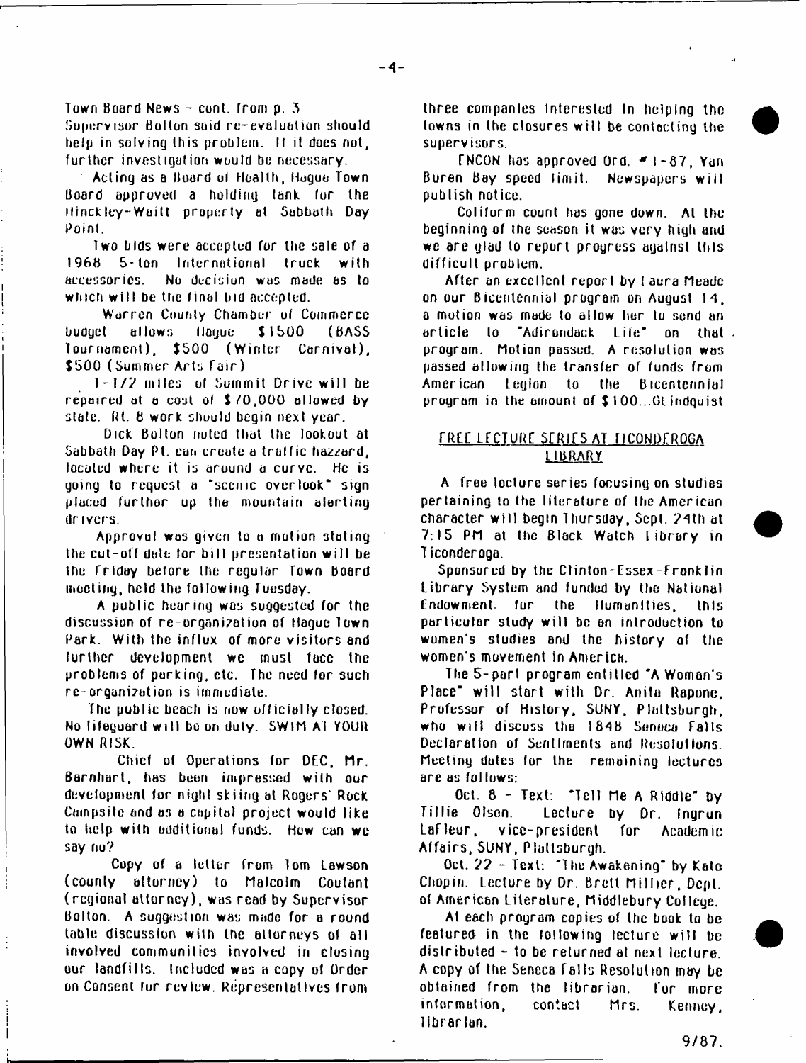Town Board News - cont. from p. 3

Supervisor Bolton said re-evaluation should help in solving this problem. If it does not, further investigation would be necessary.

Acting as a Board of Health, Hague Town Board approved a holding tank for the Hinckley-Waitt property at Sabbath Day Point.

Two bids were accepted for the sale of a 1968 5-ton International truck with accessories. No decision was made as to which will be the final bid accepted.

Warren County Chamber of Commerce budget allows Hague $1500 (BASS Tournament), $500 (Winter Carnival), $500 (Summer Arts Fair)

1-1/2 miles of Summit Drive will be repaired at a cost of $70,000 allowed by state. Rt. 8 work should begin next year.

Dick Bolton noted that the lookout at Sabbath Day Pt. can create a traffic hazzard, located where it is around a curve. He is going to request a "scenic overlook" sign placed further up the mountain alerting drivers.

Approval was given to a motion stating the cut-off date for bill presentation will be the Friday before the regular Town Board meeting, held the following Tuesday.

A public hearing was suggested for the discussion of re-organization of Hague Town Park. With the influx of more visitors and further development we must face the problems of parking, etc. The need for such re-organization is immediate.

The public beach is now officially closed. No lifeguard will be on duty. SWIM AT YOUR OWN RISK.

Chief of Operations for DEC, Mr. Barnhart, has been impressed with our development for night skiing at Rogers' Rock Campsite and as a capital project would like to help with additional funds. How can we say no?

Copy of a letter from Tom Lawson (county attorney) to Malcolm Coutant (regional attorney), was read by Supervisor Bolton. A suggestion was made for a round table discussion with the attorneys of all involved communities involved in closing our landfills. Included was a copy of Order on Consent for review. Representatives from three companies interested in helping the towns in the closures will be contacting the supervisors.

ENCON has approved Ord. #1-87, Van Buren Bay speed limit. Newspapers will publish notice.

Coliform count has gone down. At the beginning of the season it was very high and we are glad to report progress against this difficult problem.

After an excellent report by Laura Meade on our Bicentennial program on August 14, a motion was made to allow her to send an article to "Adirondack Life" on that program. Motion passed. A resolution was passed allowing the transfer of funds from American Legion to the Bicentennial program in the amount of $100...GLindquist

## FREE LECTURE SERIES AT TICONDEROGA LIBRARY

A free lecture series focusing on studies pertaining to the literature of the American character will begin Thursday, Sept. 24th at 7:15 PM at the Black Watch Library in Ticonderoga.

Sponsored by the Clinton-Essex-Franklin Library System and funded by the National Endowment for the Humanities, this particular study will be an introduction to women's studies and the history of the women's movement in America.

The 5-part program entitled "A Woman's Place" will start with Dr. Anita Rapone, Professor of History, SUNY, Plattsburgh, who will discuss the 1848 Seneca Falls Declaration of Sentiments and Resolutions. Meeting dates for the remaining lectures are as follows:

Oct. 8 - Text: "Tell Me A Riddle" by Tillie Olsen. Lecture by Dr. Ingrun Lafleur, vice-president for Academic Affairs, SUNY, Plattsburgh.

Oct. 22 - Text: "The Awakening" by Kate Chopin. Lecture by Dr. Brett Millier, Dept. of American Literature, Middlebury College.

At each program copies of the book to be featured in the following lecture will be distributed - to be returned at next lecture. A copy of the Seneca Falls Resolution may be obtained from the librarian. For more information, contact Mrs. Kenney, librarian.

9/87.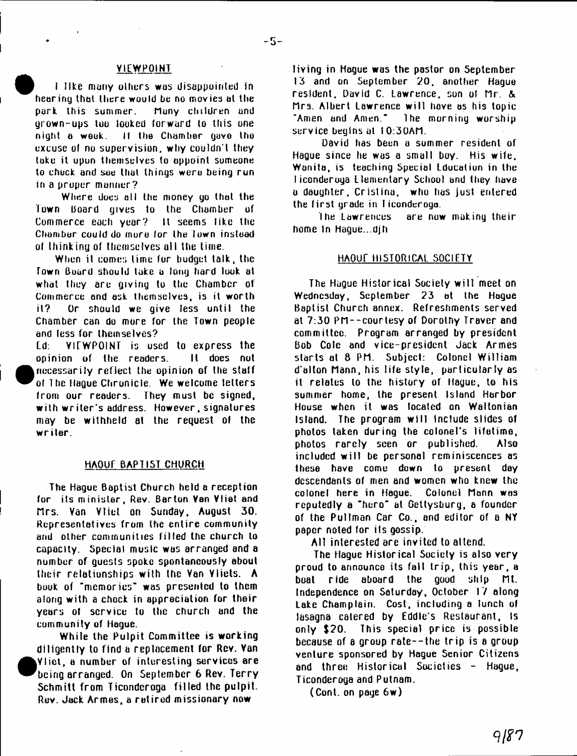## VIEWPOINT

I like many others was disappointed in hearing that there would be no movies at the park this summer. Many children and grown-ups too looked forward to this one night a week. If the Chamber gave the excuse of no supervision, why couldn't they take it upon themselves to appoint someone to check and see that things were being run in a proper manner?

Where does all the money go that the Town Board gives to the Chamber of Commerce each year? It seems like the Chamber could do more for the Town instead of thinking of themselves all the time.

When it comes time for budget talk, the Town Board should take a long hard look at what they are giving to the Chamber of Commerce and ask themselves, is it worth it? Or should we give less until the Chamber can do more for the Town people and less for themselves?

Ed: VIEWPOINT is used to express the opinion of the readers. It does not necessarily reflect the opinion of the staff of The Hague Chronicle. We welcome letters from our readers. They must be signed, with writer's address. However, signatures may be withheld at the request of the writer.

## HAGUE BAPTIST CHURCH

The Hague Baptist Church held a reception for its minister, Rev. Barton Van Vliet and Mrs. Van Vliet on Sunday, August 30. Representatives from the entire community and other communities filled the church to capacity. Special music was arranged and a number of guests spoke spontaneously about their relationships with the Van Vliets. A book of "memories" was presented to them along with a check in appreciation for their years of service to the church and the community of Hague.

While the Pulpit Committee is working diligently to find a replacement for Rev. Van Vliet, a number of interesting services are being arranged. On September 6 Rev. Terry Schmitt from Ticonderoga filled the pulpit. Rev. Jack Armes, a retired missionary now living in Hague was the pastor on September 13 and on September 20, another Hague resident, David C. Lawrence, son of Mr. & Mrs. Albert Lawrence will have as his topic "Amen and Amen." The morning worship service begins at 10:30AM.

David has been a summer resident of Hague since he was a small boy. His wife, Wanita, is teaching Special Education in the Ticonderoga Elementary School and they have a daughter, Cristina, who has just entered the first grade in Ticonderoga.

The Lawrences are now making their home in Hague...djh

## HAGUE HISTORICAL SOCIETY

The Hague Historical Society will meet on Wednesday, September 23 at the Hague Baptist Church annex. Refreshments served at 7:30 PM--courtesy of Dorothy Traver and committee. Program arranged by president Bob Cole and vice-president Jack Armes starts at 8 PM. Subject: Colonel William d'alton Mann, his life style, particularly as it relates to the history of Hague, to his summer home, the present Island Harbor House when it was located on Waltonian Island. The program will include slides of photos taken during the colonel's lifetime, photos rarely seen or published. Also included will be personal reminiscences as these have come down to present day descendants of men and women who knew the colonel here in Hague. Colonel Mann was reputedly a "hero" at Gettysburg, a founder of the Pullman Car Co., and editor of a NY paper noted for its gossip.

All interested are invited to attend.

The Hague Historical Society is also very proud to announce its fall trip, this year, a boat ride aboard the good ship Mt. Independence on Saturday, October 17 along Lake Champlain. Cost, including a lunch of lasagna catered by Eddie's Restaurant, is only $20. This special price is possible because of a group rate--the trip is a group venture sponsored by Hague Senior Citizens and three Historical Societies - Hague, Ticonderoga and Putnam.

(Cont. on page 6w)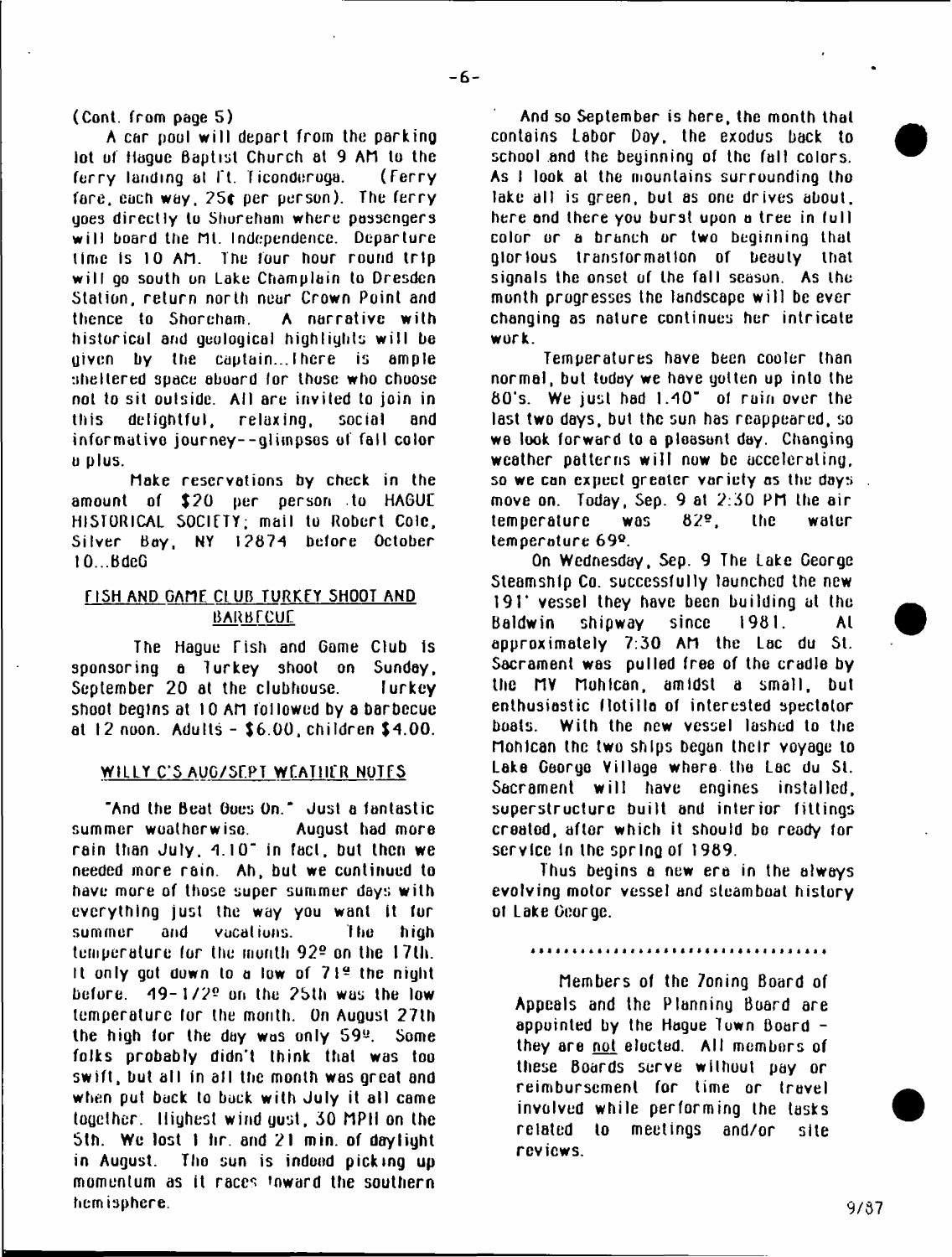(Cont. from page 5)

A car pool will depart from the parking lot of Hague Baptist Church at 9 AM to the ferry landing at Ft. Ticonderoga. (Ferry fare, each way, 25¢ per person). The ferry goes directly to Shoreham where passengers will board the Mt. Independence. Departure time is 10 AM. The four hour round trip will go south on Lake Champlain to Dresden Station, return north near Crown Point and thence to Shoreham. A narrative with historical and geological highlights will be given by the captain...There is ample sheltered space aboard for those who choose not to sit outside. All are invited to join in this delightful, relaxing, social and informative journey--glimpses of fall color a plus.

Make reservations by check in the amount of $20 per person to HAGUE HISTORICAL SOCIETY; mail to Robert Cole, Silver Bay, NY 12874 before October 10...BdeG

## FISH AND GAME CLUB TURKEY SHOOT AND BARBECUE

The Hague Fish and Game Club is sponsoring a Turkey shoot on Sunday, September 20 at the clubhouse. Turkey shoot begins at 10 AM followed by a barbecue at 12 noon. Adults - $6.00, children $4.00.

## WILLY C'S AUG/SEPT WEATHER NOTES

"And the Beat Goes On." Just a fantastic summer weatherwise. August had more rain than July, 4.10" in fact, but then we needed more rain. Ah, but we continued to have more of those super summer days with everything just the way you want it for summer and vacations. The high temperature for the month 92º on the 17th. It only got down to a low of 71º the night before. 49-1/2º on the 25th was the low temperature for the month. On August 27th the high for the day was only 59º. Some folks probably didn't think that was too swift, but all in all the month was great and when put back to back with July it all came together. Highest wind gust, 30 MPH on the 5th. We lost 1 hr. and 21 min. of daylight in August. The sun is indeed picking up momentum as it races toward the southern hemisphere.

And so September is here, the month that contains Labor Day, the exodus back to school and the beginning of the fall colors. As I look at the mountains surrounding the lake all is green, but as one drives about, here and there you burst upon a tree in full color or a branch or two beginning that glorious transformation of beauty that signals the onset of the fall season. As the month progresses the landscape will be ever changing as nature continues her intricate work.

Temperatures have been cooler than normal, but today we have gotten up into the 80's. We just had 1.40" of rain over the last two days, but the sun has reappeared, so we look forward to a pleasant day. Changing weather patterns will now be accelerating, so we can expect greater variety as the days move on. Today, Sep. 9 at 2:30 PM the air temperature was 82º, the water temperature 69º.

On Wednesday, Sep. 9 The Lake George Steamship Co. successfully launched the new 191' vessel they have been building at the Baldwin shipway since 1981. At approximately 7:30 AM the Lac du St. Sacrament was pulled free of the cradle by the MV Mohican, amidst a small, but enthusiastic flotilla of interested spectator boats. With the new vessel lashed to the Mohican the two ships began their voyage to Lake George Village where the Lac du St. Sacrament will have engines installed, superstructure built and interior fittings created, after which it should be ready for service in the spring of 1989.

Thus begins a new era in the always evolving motor vessel and steamboat history of Lake George.

\*\*\*\*\*\*\*\*\*\*\*\*\*\*\*\*\*\*\*\*\*\*\*\*\*\*\*\*\*\*\*\*\*\*\*

Members of the Zoning Board of Appeals and the Planning Board are appointed by the Hague Town Board - they are not elected. All members of these Boards serve without pay or reimbursement for time or travel involved while performing the tasks related to meetings and/or site reviews.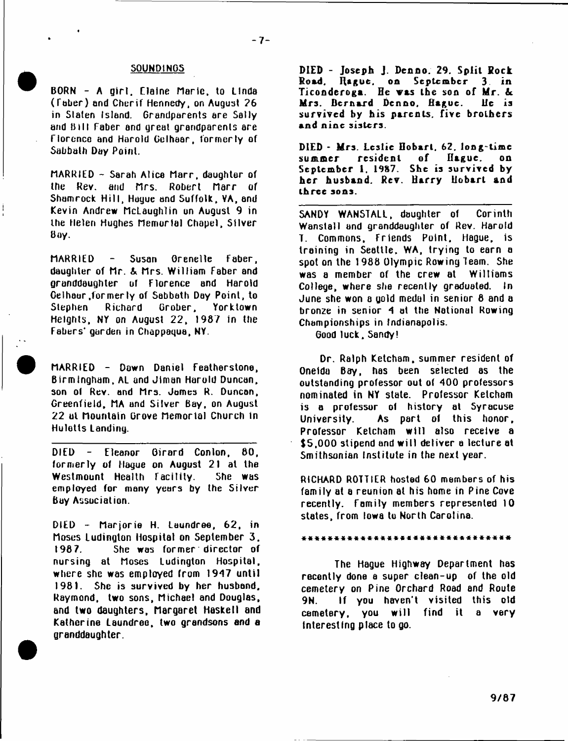## SOUNDINGS

BORN - A girl, Elaine Marie, to Linda (Faber) and Cherif Hennedy, on August 26 in Staten Island. Grandparents are Sally and Bill Faber and great grandparents are Florence and Harold Gelhaar, formerly of Sabbath Day Point.

MARRIED - Sarah Alice Marr, daughter of the Rev. and Mrs. Robert Marr of Shamrock Hill, Hague and Suffolk, VA, and Kevin Andrew McLaughlin on August 9 in the Helen Hughes Memorial Chapel, Silver Bay.

MARRIED - Susan Grenelle Faber, daughter of Mr. & Mrs. William Faber and granddaughter of Florence and Harold Gelhaar, formerly of Sabbath Day Point, to Stephen Richard Grober, Yorktown Heights, NY on August 22, 1987 in the Fabers' garden in Chappaqua, NY.

MARRIED - Dawn Daniel Featherstone, Birmingham, AL and Jiman Harold Duncan, son of Rev. and Mrs. James R. Duncan, Greenfield, MA and Silver Bay, on August 22 at Mountain Grove Memorial Church in Huletts Landing.

---

DIED - Eleanor Girard Conlon, 80, formerly of Hague on August 21 at the Westmount Health Facility. She was employed for many years by the Silver Bay Association.

DIED - Marjorie H. Laundree, 62, in Moses Ludington Hospital on September 3, 1987. She was former director of nursing at Moses Ludington Hospital, where she was employed from 1947 until 1981. She is survived by her husband, Raymond, two sons, Michael and Douglas, and two daughters, Margaret Haskell and Katherine Laundree, two grandsons and a granddaughter.

**DIED - Joseph J. Denno, 29, Split Rock Road, Hague, on September 3 in Ticonderoga. He was the son of Mr. & Mrs. Bernard Denno, Hague. He is survived by his parents, five brothers and nine sisters.**

**DIED - Mrs. Leslie Hobart, 62, long-time summer resident of Hague, on September 1, 1987. She is survived by her husband, Rev. Harry Hobart and three sons.**

---

SANDY WANSTALL, daughter of Corinth Wanstall and granddaughter of Rev. Harold T. Commons, Friends Point, Hague, is training in Seattle, WA, trying to earn a spot on the 1988 Olympic Rowing Team. She was a member of the crew at Williams College, where she recently graduated. In June she won a gold medal in senior 8 and a bronze in senior 4 at the National Rowing Championships in Indianapolis.

Good luck, Sandy!

Dr. Ralph Ketcham, summer resident of Oneida Bay, has been selected as the outstanding professor out of 400 professors nominated in NY state. Professor Ketcham is a professor of history at Syracuse University. As part of this honor, Professor Ketcham will also receive a $5,000 stipend and will deliver a lecture at Smithsonian Institute in the next year.

RICHARD ROTTIER hosted 60 members of his family at a reunion at his home in Pine Cove recently. Family members represented 10 states, from Iowa to North Carolina.

*******************************

The Hague Highway Department has recently done a super clean-up of the old cemetery on Pine Orchard Road and Route 9N. If you haven't visited this old cemetery, you will find it a very interesting place to go.

9/87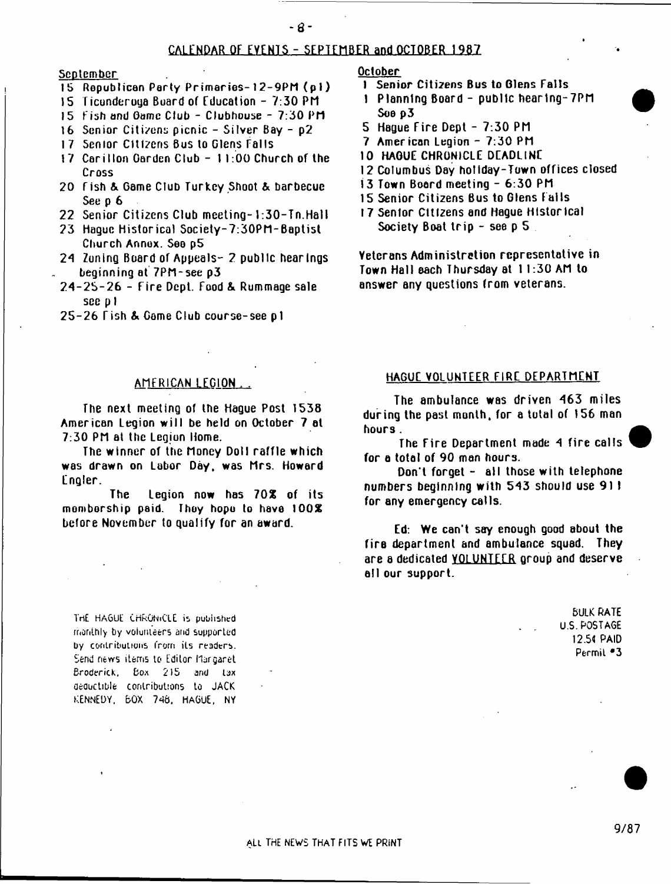## CALENDAR OF EVENTS - SEPTEMBER and OCTOBER 1987

**September**

- 15 Republican Party Primaries-12-9PM (p1)
- 15 Ticonderoga Board of Education - 7:30 PM
- 15 Fish and Game Club - Clubhouse - 7:30 PM
- 16 Senior Citizens picnic - Silver Bay - p2
- 17 Senior Citizens Bus to Glens Falls
- 17 Carillon Garden Club - 11:00 Church of the Cross
- 20 Fish & Game Club Turkey Shoot & barbecue See p 6
- 22 Senior Citizens Club meeting-1:30-Tn.Hall
- 23 Hague Historical Society-7:30PM-Baptist Church Annex. See p5
- 24 Zoning Board of Appeals- 2 public hearings beginning at 7PM-see p3
- 24-25-26 - Fire Dept. Food & Rummage sale see p1
- 25-26 Fish & Game Club course-see p1

**October**

- 1 Senior Citizens Bus to Glens Falls
- 1 Planning Board - public hearing-7PM See p3
- 5 Hague Fire Dept - 7:30 PM
- 7 American Legion - 7:30 PM
- 10 HAGUE CHRONICLE DEADLINE
- 12 Columbus Day holiday-Town offices closed
- 13 Town Board meeting - 6:30 PM
- 15 Senior Citizens Bus to Glens Falls
- 17 Senior Citizens and Hague Historical Society Boat trip - see p 5

Veterans Administration representative in Town Hall each Thursday at 11:30 AM to answer any questions from veterans.

### AMERICAN LEGION . .

The next meeting of the Hague Post 1538 American Legion will be held on October 7 at 7:30 PM at the Legion Home.

The winner of the Money Doll raffle which was drawn on Labor Day, was Mrs. Howard Engler.

The Legion now has 70% of its membership paid. They hope to have 100% before November to qualify for an award.

### HAGUE VOLUNTEER FIRE DEPARTMENT

The ambulance was driven 463 miles during the past month, for a total of 156 man hours.

The Fire Department made 4 fire calls for a total of 90 man hours.

Don't forget - all those with telephone numbers beginning with 543 should use 911 for any emergency calls.

Ed: We can't say enough good about the fire department and ambulance squad. They are a dedicated VOLUNTEER group and deserve all our support.

THE HAGUE CHRONICLE is published monthly by volunteers and supported by contributions from its readers. Send news items to Editor Margaret Broderick, Box 215 and tax deductible contributions to JACK KENNEDY, BOX 748, HAGUE, NY

BULK RATE
U.S. POSTAGE
12.5¢ PAID
Permit #3

9/87

ALL THE NEWS THAT FITS WE PRINT